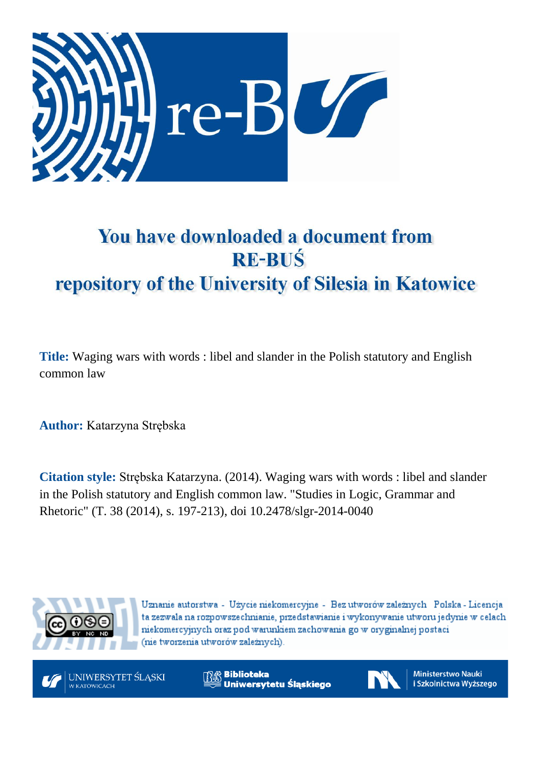# You have downloaded a document from RE-BUŚ repository of the University of Silesia in Katowice

**Title:** Waging wars with words : libel and slander in the Polish statutory and English common law

**Author:** Katarzyna Strębska

**Citation style:** Strębska Katarzyna. (2014). Waging wars with words : libel and slander in the Polish statutory and English common law. "Studies in Logic, Grammar and Rhetoric" (T. 38 (2014), s. 197-213), doi 10.2478/slgr-2014-0040

Uznanie autorstwa - Użycie niekomercyjne - Bez utworów zależnych Polska - Licencja ta zezwala na rozpowszechnianie, przedstawianie i wykonywanie utworu jedynie w celach niekomercyjnych oraz pod warunkiem zachowania go w oryginalnej postaci (nie tworzenia utworów zależnych).

UNIWERSYTET ŚLĄSKI W KATOWICACH

Biblioteka Uniwersytetu Śląskiego

Ministerstwo Nauki i Szkolnictwa Wyższego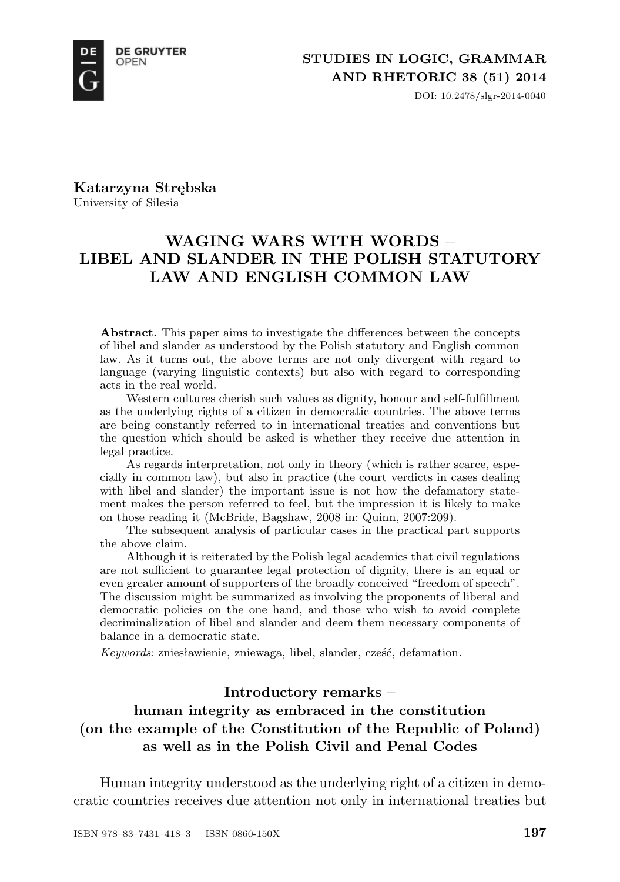Katarzyna Strębska
University of Silesia

# WAGING WARS WITH WORDS – LIBEL AND SLANDER IN THE POLISH STATUTORY LAW AND ENGLISH COMMON LAW

**Abstract.** This paper aims to investigate the differences between the concepts of libel and slander as understood by the Polish statutory and English common law. As it turns out, the above terms are not only divergent with regard to language (varying linguistic contexts) but also with regard to corresponding acts in the real world.

Western cultures cherish such values as dignity, honour and self-fulfillment as the underlying rights of a citizen in democratic countries. The above terms are being constantly referred to in international treaties and conventions but the question which should be asked is whether they receive due attention in legal practice.

As regards interpretation, not only in theory (which is rather scarce, especially in common law), but also in practice (the court verdicts in cases dealing with libel and slander) the important issue is not how the defamatory statement makes the person referred to feel, but the impression it is likely to make on those reading it (McBride, Bagshaw, 2008 in: Quinn, 2007:209).

The subsequent analysis of particular cases in the practical part supports the above claim.

Although it is reiterated by the Polish legal academics that civil regulations are not sufficient to guarantee legal protection of dignity, there is an equal or even greater amount of supporters of the broadly conceived "freedom of speech". The discussion might be summarized as involving the proponents of liberal and democratic policies on the one hand, and those who wish to avoid complete decriminalization of libel and slander and deem them necessary components of balance in a democratic state.

*Keywords*: zniesławienie, zniewaga, libel, slander, cześć, defamation.

## Introductory remarks – human integrity as embraced in the constitution (on the example of the Constitution of the Republic of Poland) as well as in the Polish Civil and Penal Codes

Human integrity understood as the underlying right of a citizen in democratic countries receives due attention not only in international treaties but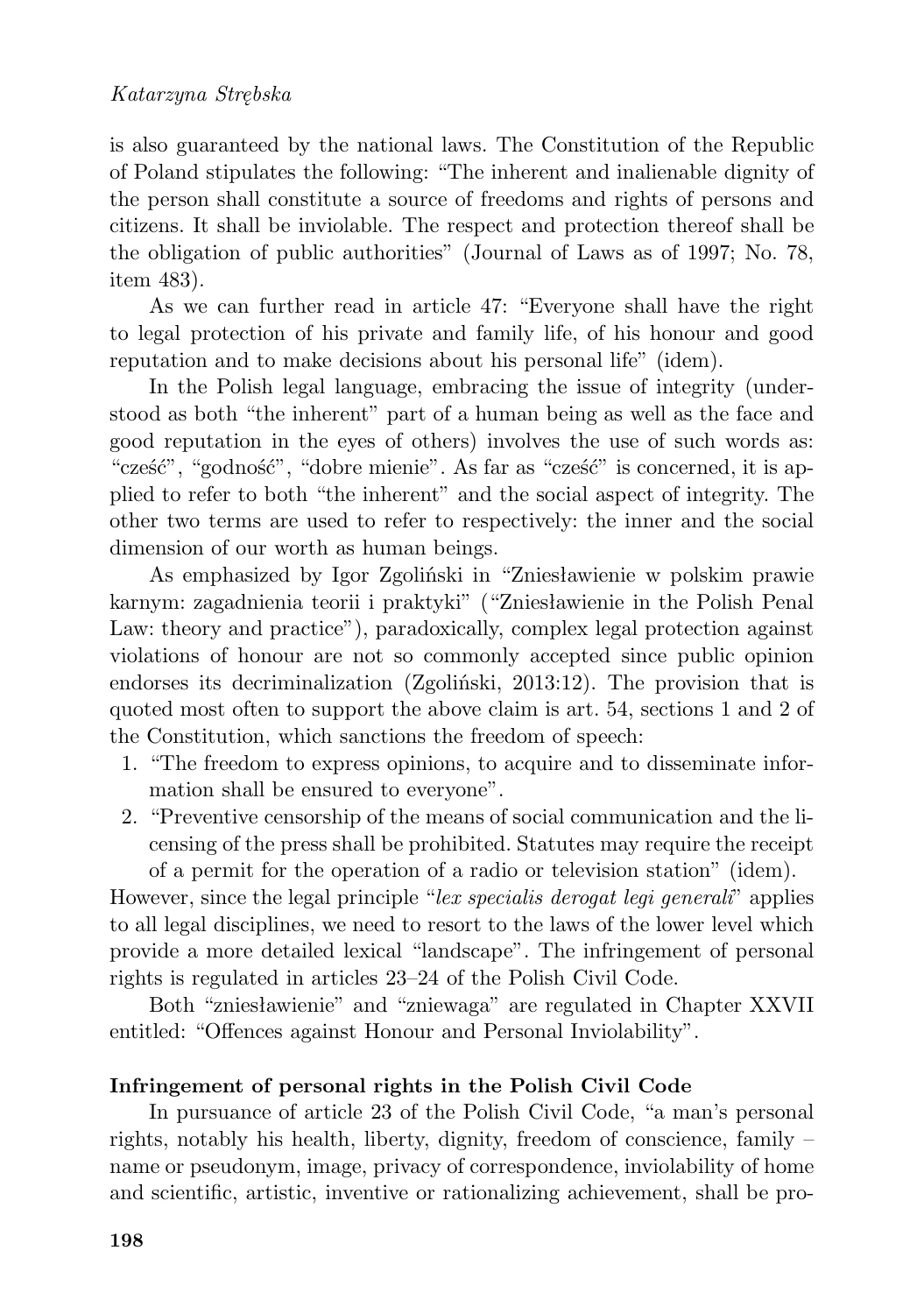is also guaranteed by the national laws. The Constitution of the Republic of Poland stipulates the following: "The inherent and inalienable dignity of the person shall constitute a source of freedoms and rights of persons and citizens. It shall be inviolable. The respect and protection thereof shall be the obligation of public authorities" (Journal of Laws as of 1997; No. 78, item 483).

As we can further read in article 47: "Everyone shall have the right to legal protection of his private and family life, of his honour and good reputation and to make decisions about his personal life" (idem).

In the Polish legal language, embracing the issue of integrity (understood as both "the inherent" part of a human being as well as the face and good reputation in the eyes of others) involves the use of such words as: "cześć", "godność", "dobre mienie". As far as "cześć" is concerned, it is applied to refer to both "the inherent" and the social aspect of integrity. The other two terms are used to refer to respectively: the inner and the social dimension of our worth as human beings.

As emphasized by Igor Zgoliński in "Zniesławienie w polskim prawie karnym: zagadnienia teorii i praktyki" ("Zniesławienie in the Polish Penal Law: theory and practice"), paradoxically, complex legal protection against violations of honour are not so commonly accepted since public opinion endorses its decriminalization (Zgoliński, 2013:12). The provision that is quoted most often to support the above claim is art. 54, sections 1 and 2 of the Constitution, which sanctions the freedom of speech:

1. "The freedom to express opinions, to acquire and to disseminate information shall be ensured to everyone".
2. "Preventive censorship of the means of social communication and the licensing of the press shall be prohibited. Statutes may require the receipt of a permit for the operation of a radio or television station" (idem).

However, since the legal principle "*lex specialis derogat legi generali*" applies to all legal disciplines, we need to resort to the laws of the lower level which provide a more detailed lexical "landscape". The infringement of personal rights is regulated in articles 23–24 of the Polish Civil Code.

Both "zniesławienie" and "zniewaga" are regulated in Chapter XXVII entitled: "Offences against Honour and Personal Inviolability".

**Infringement of personal rights in the Polish Civil Code**

In pursuance of article 23 of the Polish Civil Code, "a man's personal rights, notably his health, liberty, dignity, freedom of conscience, family – name or pseudonym, image, privacy of correspondence, inviolability of home and scientific, artistic, inventive or rationalizing achievement, shall be pro-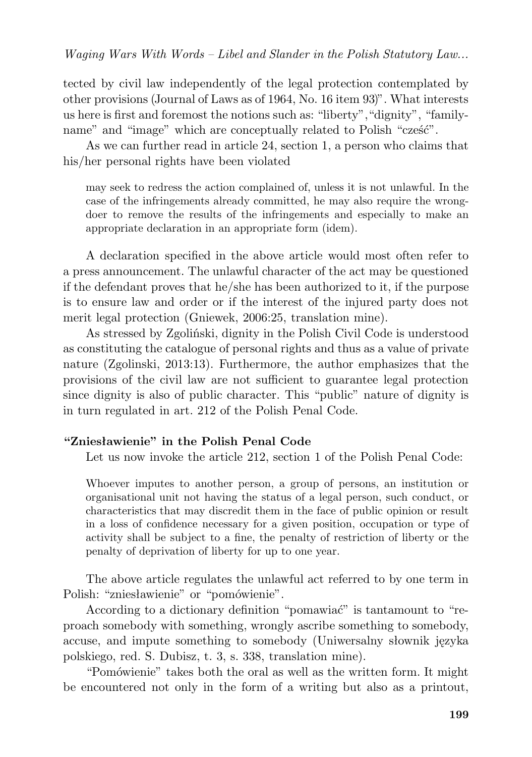tected by civil law independently of the legal protection contemplated by other provisions (Journal of Laws as of 1964, No. 16 item 93)". What interests us here is first and foremost the notions such as: "liberty", "dignity", "family-name" and "image" which are conceptually related to Polish "cześć".

As we can further read in article 24, section 1, a person who claims that his/her personal rights have been violated

> may seek to redress the action complained of, unless it is not unlawful. In the case of the infringements already committed, he may also require the wrong-doer to remove the results of the infringements and especially to make an appropriate declaration in an appropriate form (idem).

A declaration specified in the above article would most often refer to a press announcement. The unlawful character of the act may be questioned if the defendant proves that he/she has been authorized to it, if the purpose is to ensure law and order or if the interest of the injured party does not merit legal protection (Gniewek, 2006:25, translation mine).

As stressed by Zgoliński, dignity in the Polish Civil Code is understood as constituting the catalogue of personal rights and thus as a value of private nature (Zgolinski, 2013:13). Furthermore, the author emphasizes that the provisions of the civil law are not sufficient to guarantee legal protection since dignity is also of public character. This "public" nature of dignity is in turn regulated in art. 212 of the Polish Penal Code.

**"Zniesławienie" in the Polish Penal Code**

Let us now invoke the article 212, section 1 of the Polish Penal Code:

> Whoever imputes to another person, a group of persons, an institution or organisational unit not having the status of a legal person, such conduct, or characteristics that may discredit them in the face of public opinion or result in a loss of confidence necessary for a given position, occupation or type of activity shall be subject to a fine, the penalty of restriction of liberty or the penalty of deprivation of liberty for up to one year.

The above article regulates the unlawful act referred to by one term in Polish: "zniesławienie" or "pomówienie".

According to a dictionary definition "pomawiać" is tantamount to "reproach somebody with something, wrongly ascribe something to somebody, accuse, and impute something to somebody (Uniwersalny słownik języka polskiego, red. S. Dubisz, t. 3, s. 338, translation mine).

"Pomówienie" takes both the oral as well as the written form. It might be encountered not only in the form of a writing but also as a printout,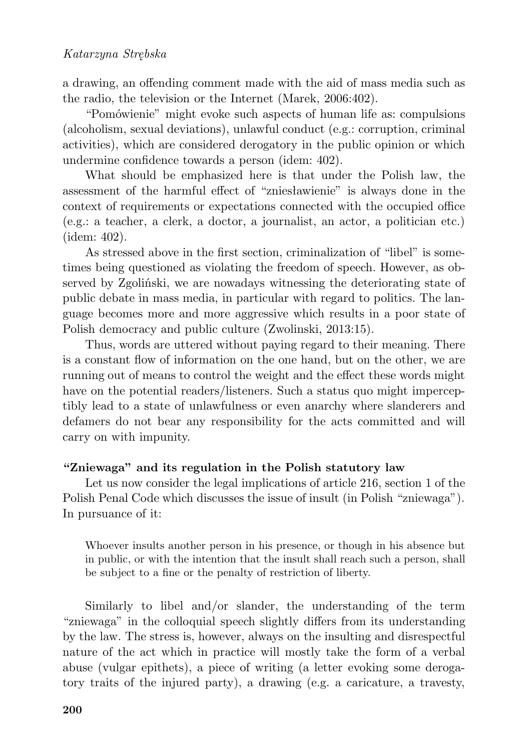a drawing, an offending comment made with the aid of mass media such as the radio, the television or the Internet (Marek, 2006:402).

"Pomówienie" might evoke such aspects of human life as: compulsions (alcoholism, sexual deviations), unlawful conduct (e.g.: corruption, criminal activities), which are considered derogatory in the public opinion or which undermine confidence towards a person (idem: 402).

What should be emphasized here is that under the Polish law, the assessment of the harmful effect of "zniesławienie" is always done in the context of requirements or expectations connected with the occupied office (e.g.: a teacher, a clerk, a doctor, a journalist, an actor, a politician etc.) (idem: 402).

As stressed above in the first section, criminalization of "libel" is sometimes being questioned as violating the freedom of speech. However, as observed by Zgoliński, we are nowadays witnessing the deteriorating state of public debate in mass media, in particular with regard to politics. The language becomes more and more aggressive which results in a poor state of Polish democracy and public culture (Zwolinski, 2013:15).

Thus, words are uttered without paying regard to their meaning. There is a constant flow of information on the one hand, but on the other, we are running out of means to control the weight and the effect these words might have on the potential readers/listeners. Such a status quo might imperceptibly lead to a state of unlawfulness or even anarchy where slanderers and defamers do not bear any responsibility for the acts committed and will carry on with impunity.

## "Zniewaga" and its regulation in the Polish statutory law

Let us now consider the legal implications of article 216, section 1 of the Polish Penal Code which discusses the issue of insult (in Polish "zniewaga"). In pursuance of it:

> Whoever insults another person in his presence, or though in his absence but in public, or with the intention that the insult shall reach such a person, shall be subject to a fine or the penalty of restriction of liberty.

Similarly to libel and/or slander, the understanding of the term "zniewaga" in the colloquial speech slightly differs from its understanding by the law. The stress is, however, always on the insulting and disrespectful nature of the act which in practice will mostly take the form of a verbal abuse (vulgar epithets), a piece of writing (a letter evoking some derogatory traits of the injured party), a drawing (e.g. a caricature, a travesty,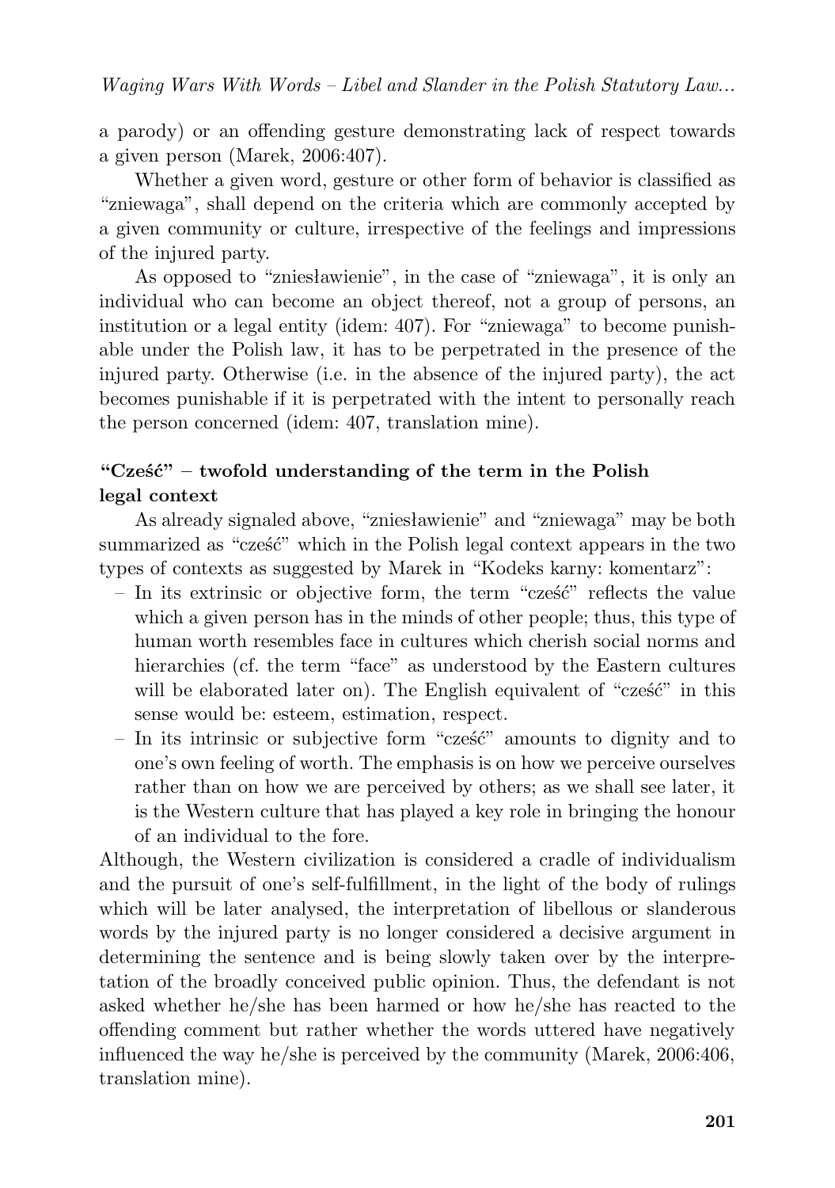a parody) or an offending gesture demonstrating lack of respect towards a given person (Marek, 2006:407).

Whether a given word, gesture or other form of behavior is classified as "zniewaga", shall depend on the criteria which are commonly accepted by a given community or culture, irrespective of the feelings and impressions of the injured party.

As opposed to "zniesławienie", in the case of "zniewaga", it is only an individual who can become an object thereof, not a group of persons, an institution or a legal entity (idem: 407). For "zniewaga" to become punishable under the Polish law, it has to be perpetrated in the presence of the injured party. Otherwise (i.e. in the absence of the injured party), the act becomes punishable if it is perpetrated with the intent to personally reach the person concerned (idem: 407, translation mine).

### "Cześć" – twofold understanding of the term in the Polish legal context

As already signaled above, "zniesławienie" and "zniewaga" may be both summarized as "cześć" which in the Polish legal context appears in the two types of contexts as suggested by Marek in "Kodeks karny: komentarz":

- In its extrinsic or objective form, the term "cześć" reflects the value which a given person has in the minds of other people; thus, this type of human worth resembles face in cultures which cherish social norms and hierarchies (cf. the term "face" as understood by the Eastern cultures will be elaborated later on). The English equivalent of "cześć" in this sense would be: esteem, estimation, respect.
- In its intrinsic or subjective form "cześć" amounts to dignity and to one's own feeling of worth. The emphasis is on how we perceive ourselves rather than on how we are perceived by others; as we shall see later, it is the Western culture that has played a key role in bringing the honour of an individual to the fore.

Although, the Western civilization is considered a cradle of individualism and the pursuit of one's self-fulfillment, in the light of the body of rulings which will be later analysed, the interpretation of libellous or slanderous words by the injured party is no longer considered a decisive argument in determining the sentence and is being slowly taken over by the interpretation of the broadly conceived public opinion. Thus, the defendant is not asked whether he/she has been harmed or how he/she has reacted to the offending comment but rather whether the words uttered have negatively influenced the way he/she is perceived by the community (Marek, 2006:406, translation mine).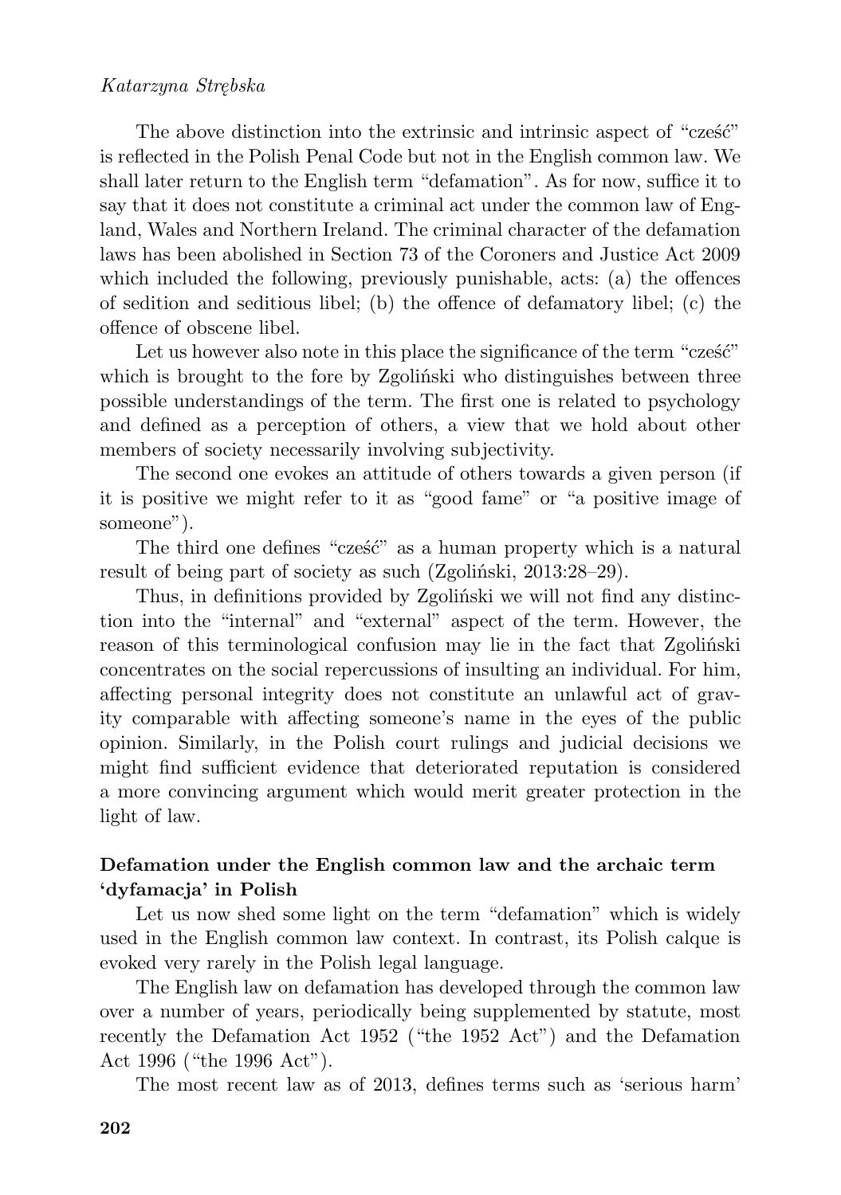The above distinction into the extrinsic and intrinsic aspect of "cześć" is reflected in the Polish Penal Code but not in the English common law. We shall later return to the English term "defamation". As for now, suffice it to say that it does not constitute a criminal act under the common law of England, Wales and Northern Ireland. The criminal character of the defamation laws has been abolished in Section 73 of the Coroners and Justice Act 2009 which included the following, previously punishable, acts: (a) the offences of sedition and seditious libel; (b) the offence of defamatory libel; (c) the offence of obscene libel.

Let us however also note in this place the significance of the term "cześć" which is brought to the fore by Zgoliński who distinguishes between three possible understandings of the term. The first one is related to psychology and defined as a perception of others, a view that we hold about other members of society necessarily involving subjectivity.

The second one evokes an attitude of others towards a given person (if it is positive we might refer to it as "good fame" or "a positive image of someone").

The third one defines "cześć" as a human property which is a natural result of being part of society as such (Zgoliński, 2013:28–29).

Thus, in definitions provided by Zgoliński we will not find any distinction into the "internal" and "external" aspect of the term. However, the reason of this terminological confusion may lie in the fact that Zgoliński concentrates on the social repercussions of insulting an individual. For him, affecting personal integrity does not constitute an unlawful act of gravity comparable with affecting someone's name in the eyes of the public opinion. Similarly, in the Polish court rulings and judicial decisions we might find sufficient evidence that deteriorated reputation is considered a more convincing argument which would merit greater protection in the light of law.

### Defamation under the English common law and the archaic term 'dyfamacja' in Polish

Let us now shed some light on the term "defamation" which is widely used in the English common law context. In contrast, its Polish calque is evoked very rarely in the Polish legal language.

The English law on defamation has developed through the common law over a number of years, periodically being supplemented by statute, most recently the Defamation Act 1952 ("the 1952 Act") and the Defamation Act 1996 ("the 1996 Act").

The most recent law as of 2013, defines terms such as 'serious harm'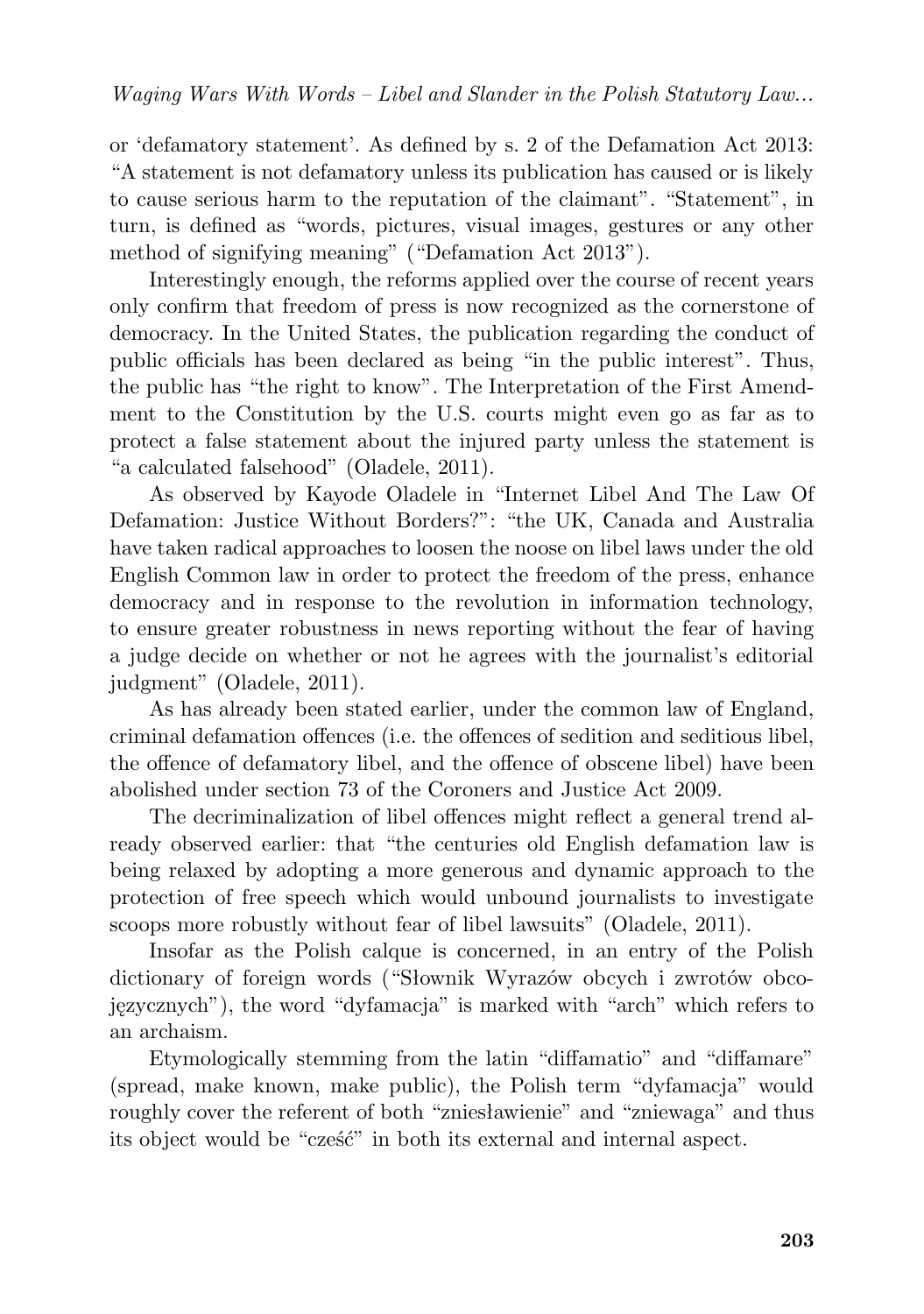or 'defamatory statement'. As defined by s. 2 of the Defamation Act 2013: "A statement is not defamatory unless its publication has caused or is likely to cause serious harm to the reputation of the claimant". "Statement", in turn, is defined as "words, pictures, visual images, gestures or any other method of signifying meaning" ("Defamation Act 2013").

Interestingly enough, the reforms applied over the course of recent years only confirm that freedom of press is now recognized as the cornerstone of democracy. In the United States, the publication regarding the conduct of public officials has been declared as being "in the public interest". Thus, the public has "the right to know". The Interpretation of the First Amendment to the Constitution by the U.S. courts might even go as far as to protect a false statement about the injured party unless the statement is "a calculated falsehood" (Oladele, 2011).

As observed by Kayode Oladele in "Internet Libel And The Law Of Defamation: Justice Without Borders?": "the UK, Canada and Australia have taken radical approaches to loosen the noose on libel laws under the old English Common law in order to protect the freedom of the press, enhance democracy and in response to the revolution in information technology, to ensure greater robustness in news reporting without the fear of having a judge decide on whether or not he agrees with the journalist's editorial judgment" (Oladele, 2011).

As has already been stated earlier, under the common law of England, criminal defamation offences (i.e. the offences of sedition and seditious libel, the offence of defamatory libel, and the offence of obscene libel) have been abolished under section 73 of the Coroners and Justice Act 2009.

The decriminalization of libel offences might reflect a general trend already observed earlier: that "the centuries old English defamation law is being relaxed by adopting a more generous and dynamic approach to the protection of free speech which would unbound journalists to investigate scoops more robustly without fear of libel lawsuits" (Oladele, 2011).

Insofar as the Polish calque is concerned, in an entry of the Polish dictionary of foreign words ("Słownik Wyrazów obcych i zwrotów obcojęzycznych"), the word "dyfamacja" is marked with "arch" which refers to an archaism.

Etymologically stemming from the latin "diffamatio" and "diffamare" (spread, make known, make public), the Polish term "dyfamacja" would roughly cover the referent of both "zniesławienie" and "zniewaga" and thus its object would be "cześć" in both its external and internal aspect.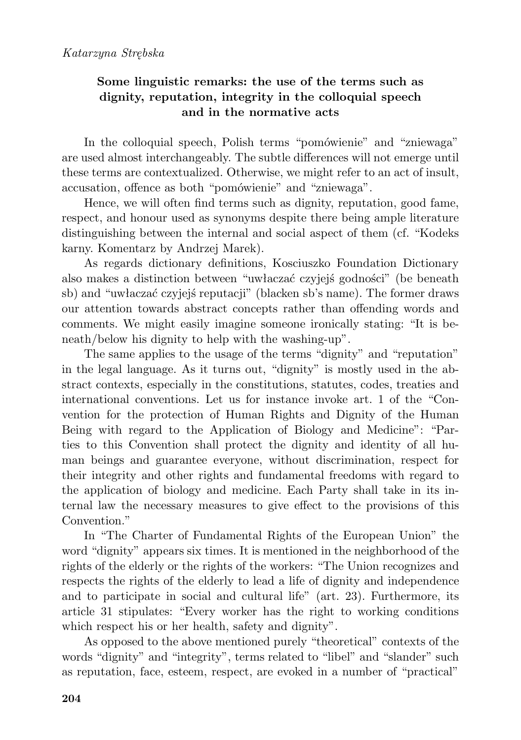*Katarzyna Strębska*

## Some linguistic remarks: the use of the terms such as dignity, reputation, integrity in the colloquial speech and in the normative acts

In the colloquial speech, Polish terms "pomówienie" and "zniewaga" are used almost interchangeably. The subtle differences will not emerge until these terms are contextualized. Otherwise, we might refer to an act of insult, accusation, offence as both "pomówienie" and "zniewaga".

Hence, we will often find terms such as dignity, reputation, good fame, respect, and honour used as synonyms despite there being ample literature distinguishing between the internal and social aspect of them (cf. "Kodeks karny. Komentarz by Andrzej Marek).

As regards dictionary definitions, Kosciuszko Foundation Dictionary also makes a distinction between "uwłaczać czyjejś godności" (be beneath sb) and "uwłaczać czyjejś reputacji" (blacken sb's name). The former draws our attention towards abstract concepts rather than offending words and comments. We might easily imagine someone ironically stating: "It is beneath/below his dignity to help with the washing-up".

The same applies to the usage of the terms "dignity" and "reputation" in the legal language. As it turns out, "dignity" is mostly used in the abstract contexts, especially in the constitutions, statutes, codes, treaties and international conventions. Let us for instance invoke art. 1 of the "Convention for the protection of Human Rights and Dignity of the Human Being with regard to the Application of Biology and Medicine": "Parties to this Convention shall protect the dignity and identity of all human beings and guarantee everyone, without discrimination, respect for their integrity and other rights and fundamental freedoms with regard to the application of biology and medicine. Each Party shall take in its internal law the necessary measures to give effect to the provisions of this Convention."

In "The Charter of Fundamental Rights of the European Union" the word "dignity" appears six times. It is mentioned in the neighborhood of the rights of the elderly or the rights of the workers: "The Union recognizes and respects the rights of the elderly to lead a life of dignity and independence and to participate in social and cultural life" (art. 23). Furthermore, its article 31 stipulates: "Every worker has the right to working conditions which respect his or her health, safety and dignity".

As opposed to the above mentioned purely "theoretical" contexts of the words "dignity" and "integrity", terms related to "libel" and "slander" such as reputation, face, esteem, respect, are evoked in a number of "practical"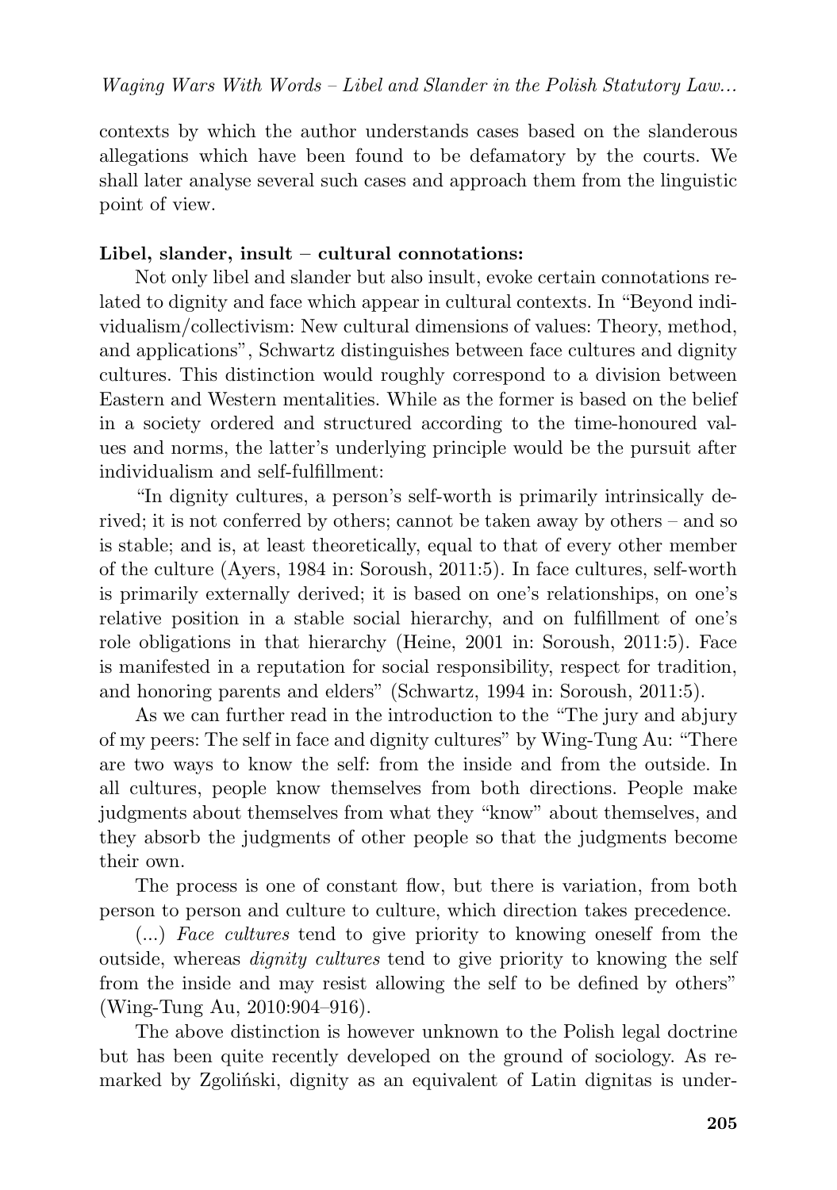contexts by which the author understands cases based on the slanderous allegations which have been found to be defamatory by the courts. We shall later analyse several such cases and approach them from the linguistic point of view.

**Libel, slander, insult – cultural connotations:**

Not only libel and slander but also insult, evoke certain connotations related to dignity and face which appear in cultural contexts. In "Beyond individualism/collectivism: New cultural dimensions of values: Theory, method, and applications", Schwartz distinguishes between face cultures and dignity cultures. This distinction would roughly correspond to a division between Eastern and Western mentalities. While as the former is based on the belief in a society ordered and structured according to the time-honoured values and norms, the latter's underlying principle would be the pursuit after individualism and self-fulfillment:

"In dignity cultures, a person's self-worth is primarily intrinsically derived; it is not conferred by others; cannot be taken away by others – and so is stable; and is, at least theoretically, equal to that of every other member of the culture (Ayers, 1984 in: Soroush, 2011:5). In face cultures, self-worth is primarily externally derived; it is based on one's relationships, on one's relative position in a stable social hierarchy, and on fulfillment of one's role obligations in that hierarchy (Heine, 2001 in: Soroush, 2011:5). Face is manifested in a reputation for social responsibility, respect for tradition, and honoring parents and elders" (Schwartz, 1994 in: Soroush, 2011:5).

As we can further read in the introduction to the "The jury and abjury of my peers: The self in face and dignity cultures" by Wing-Tung Au: "There are two ways to know the self: from the inside and from the outside. In all cultures, people know themselves from both directions. People make judgments about themselves from what they "know" about themselves, and they absorb the judgments of other people so that the judgments become their own.

The process is one of constant flow, but there is variation, from both person to person and culture to culture, which direction takes precedence.

(...) *Face cultures* tend to give priority to knowing oneself from the outside, whereas *dignity cultures* tend to give priority to knowing the self from the inside and may resist allowing the self to be defined by others" (Wing-Tung Au, 2010:904–916).

The above distinction is however unknown to the Polish legal doctrine but has been quite recently developed on the ground of sociology. As remarked by Zgoliński, dignity as an equivalent of Latin dignitas is under-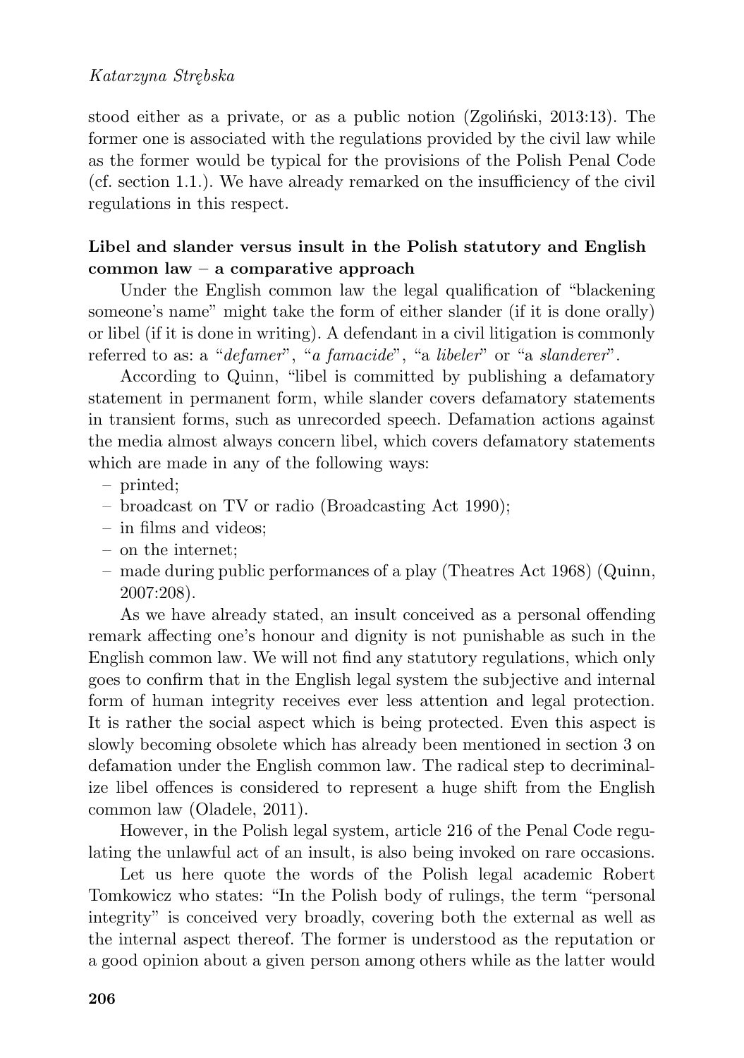stood either as a private, or as a public notion (Zgoliński, 2013:13). The former one is associated with the regulations provided by the civil law while as the former would be typical for the provisions of the Polish Penal Code (cf. section 1.1.). We have already remarked on the insufficiency of the civil regulations in this respect.

**Libel and slander versus insult in the Polish statutory and English common law – a comparative approach**

Under the English common law the legal qualification of "blackening someone's name" might take the form of either slander (if it is done orally) or libel (if it is done in writing). A defendant in a civil litigation is commonly referred to as: a "*defamer*", "*a famacide*", "a *libeler*" or "a *slanderer*".

According to Quinn, "libel is committed by publishing a defamatory statement in permanent form, while slander covers defamatory statements in transient forms, such as unrecorded speech. Defamation actions against the media almost always concern libel, which covers defamatory statements which are made in any of the following ways:

- printed;
- broadcast on TV or radio (Broadcasting Act 1990);
- in films and videos;
- on the internet;
- made during public performances of a play (Theatres Act 1968) (Quinn, 2007:208).

As we have already stated, an insult conceived as a personal offending remark affecting one's honour and dignity is not punishable as such in the English common law. We will not find any statutory regulations, which only goes to confirm that in the English legal system the subjective and internal form of human integrity receives ever less attention and legal protection. It is rather the social aspect which is being protected. Even this aspect is slowly becoming obsolete which has already been mentioned in section 3 on defamation under the English common law. The radical step to decriminalize libel offences is considered to represent a huge shift from the English common law (Oladele, 2011).

However, in the Polish legal system, article 216 of the Penal Code regulating the unlawful act of an insult, is also being invoked on rare occasions.

Let us here quote the words of the Polish legal academic Robert Tomkowicz who states: "In the Polish body of rulings, the term "personal integrity" is conceived very broadly, covering both the external as well as the internal aspect thereof. The former is understood as the reputation or a good opinion about a given person among others while as the latter would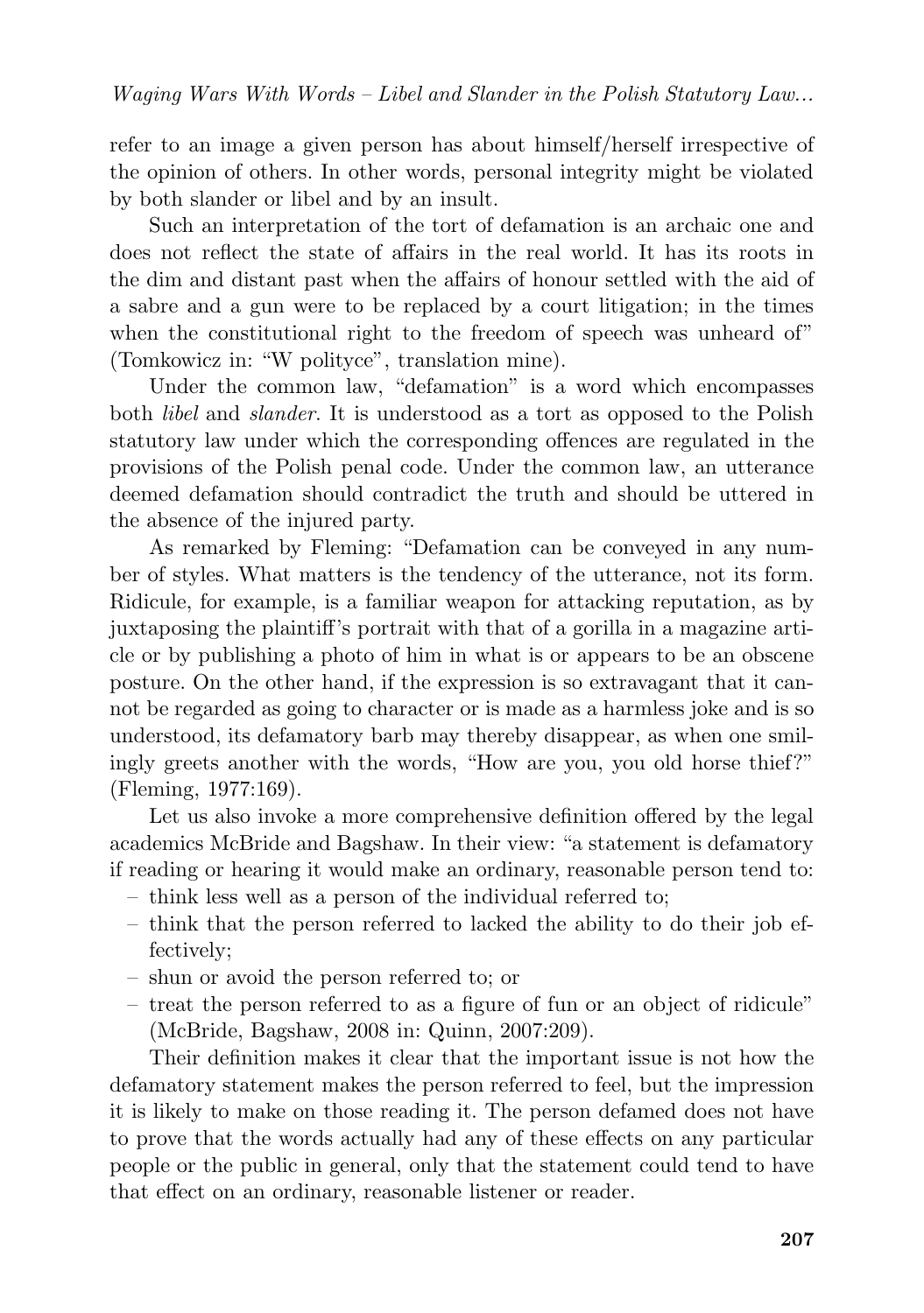refer to an image a given person has about himself/herself irrespective of the opinion of others. In other words, personal integrity might be violated by both slander or libel and by an insult.

Such an interpretation of the tort of defamation is an archaic one and does not reflect the state of affairs in the real world. It has its roots in the dim and distant past when the affairs of honour settled with the aid of a sabre and a gun were to be replaced by a court litigation; in the times when the constitutional right to the freedom of speech was unheard of" (Tomkowicz in: "W polityce", translation mine).

Under the common law, "defamation" is a word which encompasses both *libel* and *slander*. It is understood as a tort as opposed to the Polish statutory law under which the corresponding offences are regulated in the provisions of the Polish penal code. Under the common law, an utterance deemed defamation should contradict the truth and should be uttered in the absence of the injured party.

As remarked by Fleming: "Defamation can be conveyed in any number of styles. What matters is the tendency of the utterance, not its form. Ridicule, for example, is a familiar weapon for attacking reputation, as by juxtaposing the plaintiff's portrait with that of a gorilla in a magazine article or by publishing a photo of him in what is or appears to be an obscene posture. On the other hand, if the expression is so extravagant that it cannot be regarded as going to character or is made as a harmless joke and is so understood, its defamatory barb may thereby disappear, as when one smilingly greets another with the words, "How are you, you old horse thief?" (Fleming, 1977:169).

Let us also invoke a more comprehensive definition offered by the legal academics McBride and Bagshaw. In their view: "a statement is defamatory if reading or hearing it would make an ordinary, reasonable person tend to:

- think less well as a person of the individual referred to;
- think that the person referred to lacked the ability to do their job effectively;
- shun or avoid the person referred to; or
- treat the person referred to as a figure of fun or an object of ridicule" (McBride, Bagshaw, 2008 in: Quinn, 2007:209).

Their definition makes it clear that the important issue is not how the defamatory statement makes the person referred to feel, but the impression it is likely to make on those reading it. The person defamed does not have to prove that the words actually had any of these effects on any particular people or the public in general, only that the statement could tend to have that effect on an ordinary, reasonable listener or reader.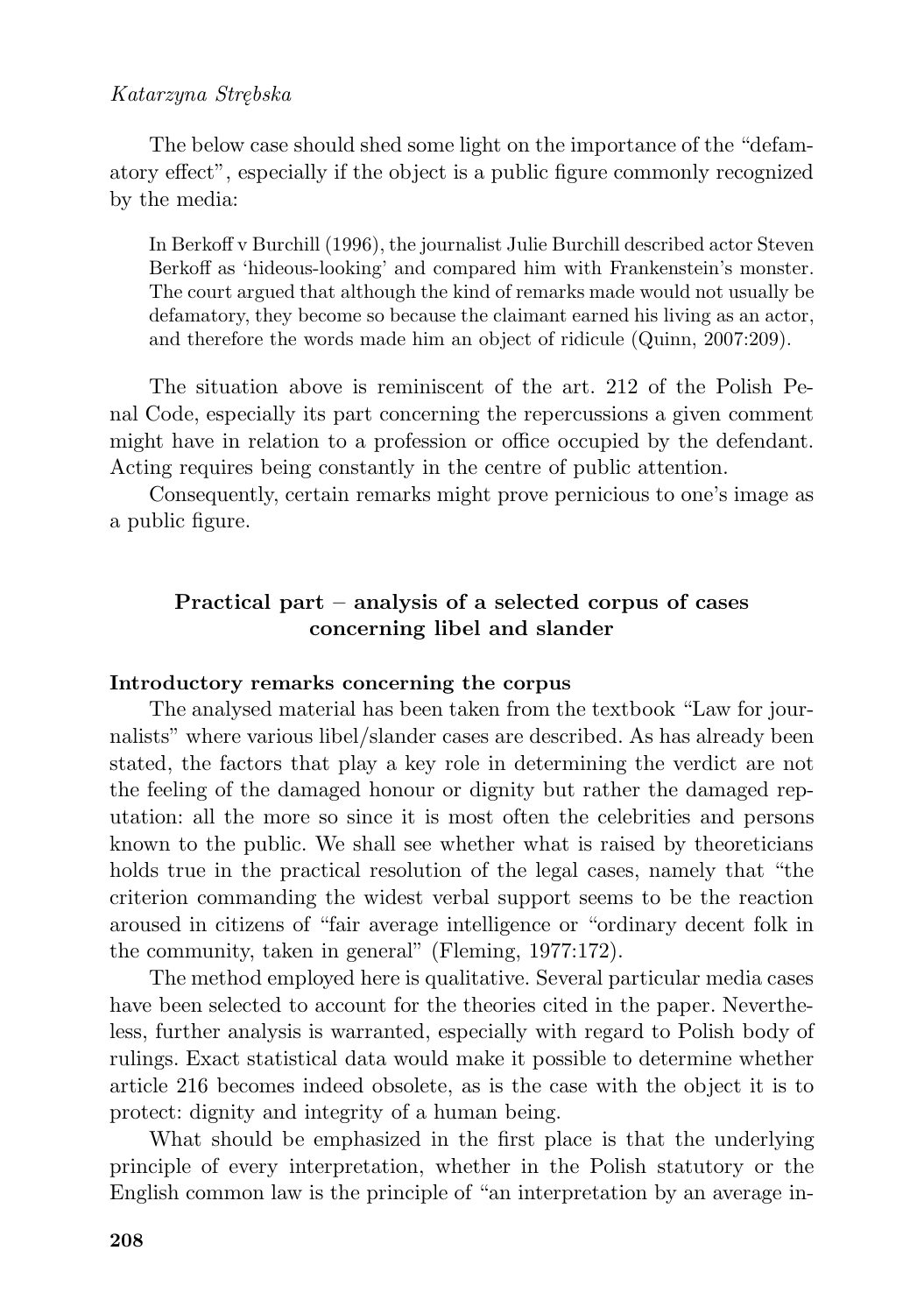The below case should shed some light on the importance of the "defamatory effect", especially if the object is a public figure commonly recognized by the media:

> In Berkoff v Burchill (1996), the journalist Julie Burchill described actor Steven Berkoff as 'hideous-looking' and compared him with Frankenstein's monster. The court argued that although the kind of remarks made would not usually be defamatory, they become so because the claimant earned his living as an actor, and therefore the words made him an object of ridicule (Quinn, 2007:209).

The situation above is reminiscent of the art. 212 of the Polish Penal Code, especially its part concerning the repercussions a given comment might have in relation to a profession or office occupied by the defendant. Acting requires being constantly in the centre of public attention.

Consequently, certain remarks might prove pernicious to one's image as a public figure.

## Practical part – analysis of a selected corpus of cases concerning libel and slander

### Introductory remarks concerning the corpus

The analysed material has been taken from the textbook "Law for journalists" where various libel/slander cases are described. As has already been stated, the factors that play a key role in determining the verdict are not the feeling of the damaged honour or dignity but rather the damaged reputation: all the more so since it is most often the celebrities and persons known to the public. We shall see whether what is raised by theoreticians holds true in the practical resolution of the legal cases, namely that "the criterion commanding the widest verbal support seems to be the reaction aroused in citizens of "fair average intelligence or "ordinary decent folk in the community, taken in general" (Fleming, 1977:172).

The method employed here is qualitative. Several particular media cases have been selected to account for the theories cited in the paper. Nevertheless, further analysis is warranted, especially with regard to Polish body of rulings. Exact statistical data would make it possible to determine whether article 216 becomes indeed obsolete, as is the case with the object it is to protect: dignity and integrity of a human being.

What should be emphasized in the first place is that the underlying principle of every interpretation, whether in the Polish statutory or the English common law is the principle of "an interpretation by an average in-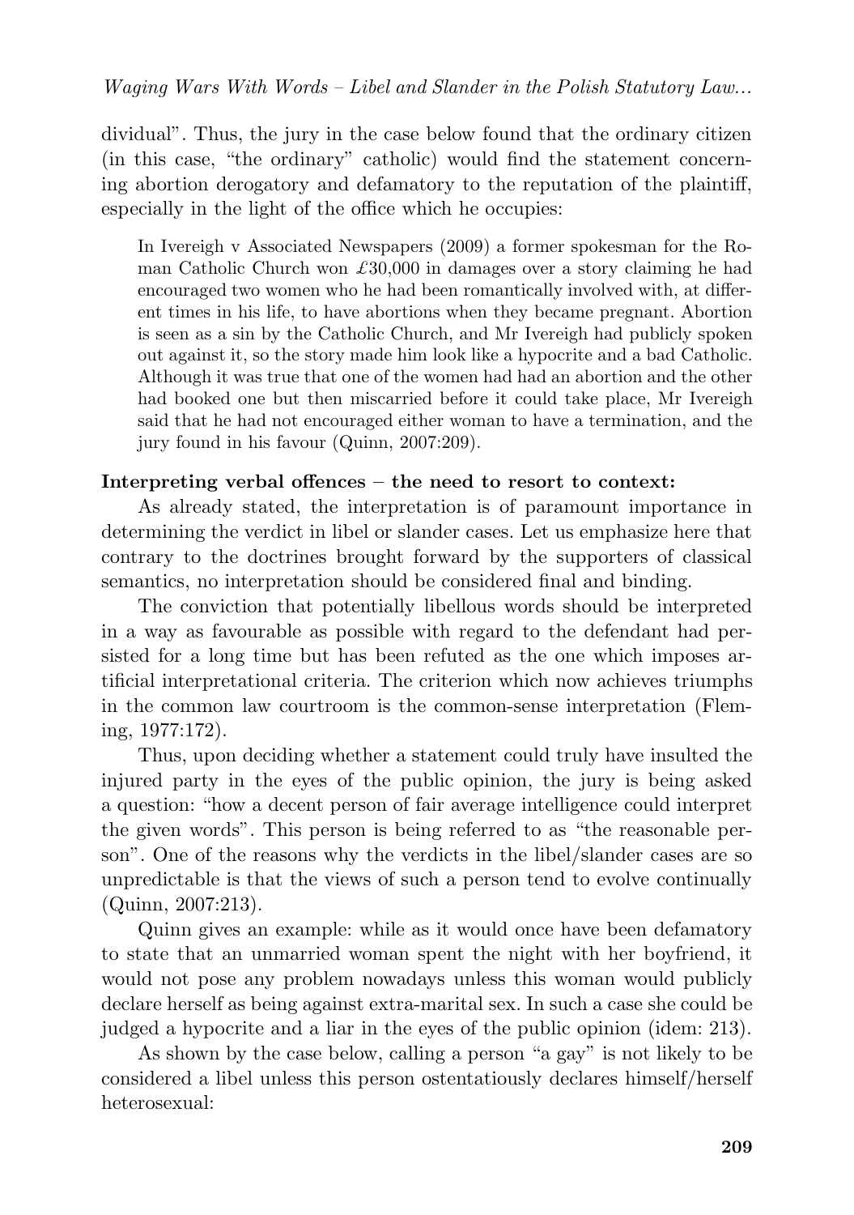dividual". Thus, the jury in the case below found that the ordinary citizen (in this case, "the ordinary" catholic) would find the statement concerning abortion derogatory and defamatory to the reputation of the plaintiff, especially in the light of the office which he occupies:

> In Ivereigh v Associated Newspapers (2009) a former spokesman for the Roman Catholic Church won £30,000 in damages over a story claiming he had encouraged two women who he had been romantically involved with, at different times in his life, to have abortions when they became pregnant. Abortion is seen as a sin by the Catholic Church, and Mr Ivereigh had publicly spoken out against it, so the story made him look like a hypocrite and a bad Catholic. Although it was true that one of the women had had an abortion and the other had booked one but then miscarried before it could take place, Mr Ivereigh said that he had not encouraged either woman to have a termination, and the jury found in his favour (Quinn, 2007:209).

**Interpreting verbal offences – the need to resort to context:**

As already stated, the interpretation is of paramount importance in determining the verdict in libel or slander cases. Let us emphasize here that contrary to the doctrines brought forward by the supporters of classical semantics, no interpretation should be considered final and binding.

The conviction that potentially libellous words should be interpreted in a way as favourable as possible with regard to the defendant had persisted for a long time but has been refuted as the one which imposes artificial interpretational criteria. The criterion which now achieves triumphs in the common law courtroom is the common-sense interpretation (Fleming, 1977:172).

Thus, upon deciding whether a statement could truly have insulted the injured party in the eyes of the public opinion, the jury is being asked a question: "how a decent person of fair average intelligence could interpret the given words". This person is being referred to as "the reasonable person". One of the reasons why the verdicts in the libel/slander cases are so unpredictable is that the views of such a person tend to evolve continually (Quinn, 2007:213).

Quinn gives an example: while as it would once have been defamatory to state that an unmarried woman spent the night with her boyfriend, it would not pose any problem nowadays unless this woman would publicly declare herself as being against extra-marital sex. In such a case she could be judged a hypocrite and a liar in the eyes of the public opinion (idem: 213).

As shown by the case below, calling a person "a gay" is not likely to be considered a libel unless this person ostentatiously declares himself/herself heterosexual: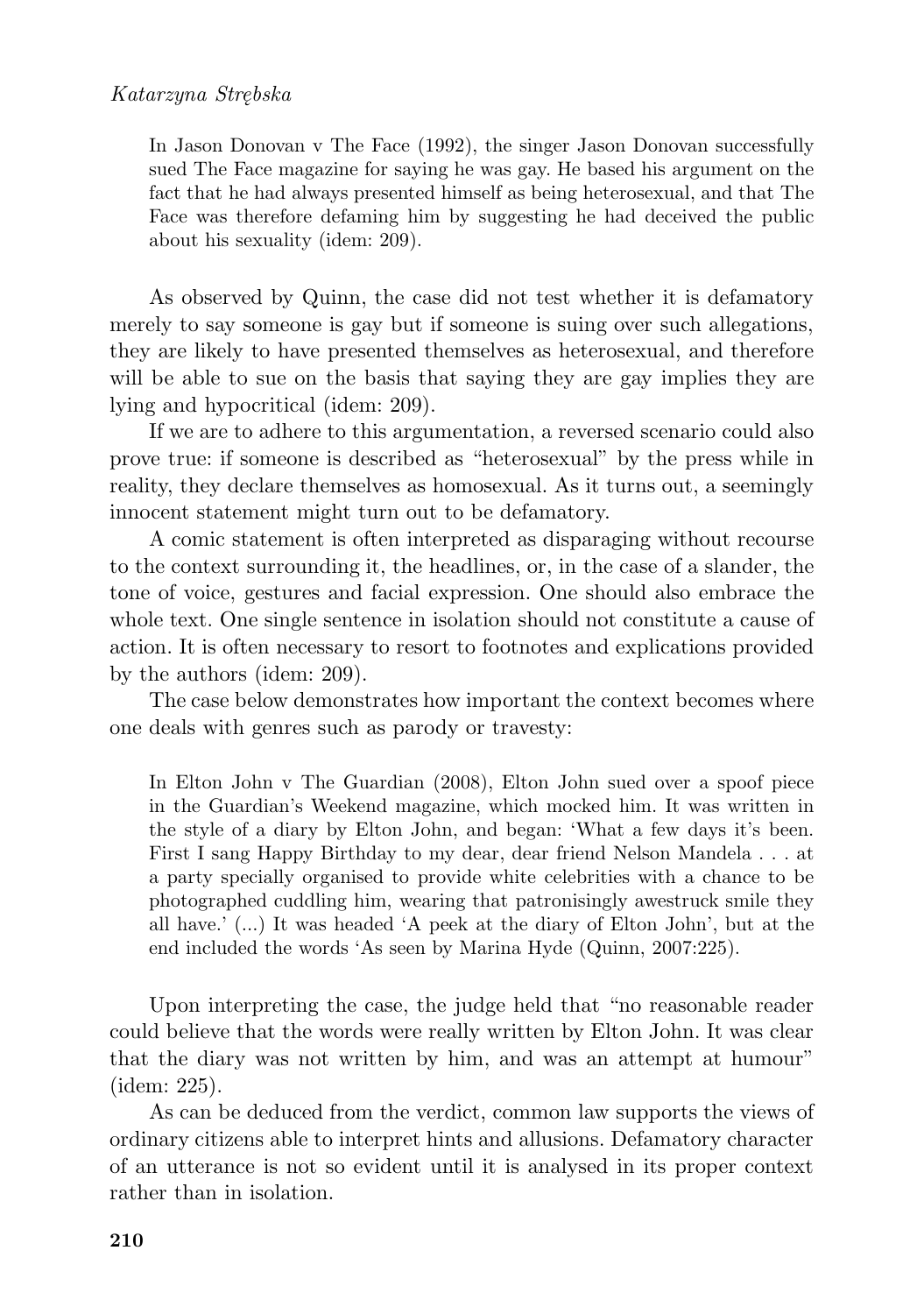> In Jason Donovan v The Face (1992), the singer Jason Donovan successfully sued The Face magazine for saying he was gay. He based his argument on the fact that he had always presented himself as being heterosexual, and that The Face was therefore defaming him by suggesting he had deceived the public about his sexuality (idem: 209).

As observed by Quinn, the case did not test whether it is defamatory merely to say someone is gay but if someone is suing over such allegations, they are likely to have presented themselves as heterosexual, and therefore will be able to sue on the basis that saying they are gay implies they are lying and hypocritical (idem: 209).

If we are to adhere to this argumentation, a reversed scenario could also prove true: if someone is described as "heterosexual" by the press while in reality, they declare themselves as homosexual. As it turns out, a seemingly innocent statement might turn out to be defamatory.

A comic statement is often interpreted as disparaging without recourse to the context surrounding it, the headlines, or, in the case of a slander, the tone of voice, gestures and facial expression. One should also embrace the whole text. One single sentence in isolation should not constitute a cause of action. It is often necessary to resort to footnotes and explications provided by the authors (idem: 209).

The case below demonstrates how important the context becomes where one deals with genres such as parody or travesty:

> In Elton John v The Guardian (2008), Elton John sued over a spoof piece in the Guardian's Weekend magazine, which mocked him. It was written in the style of a diary by Elton John, and began: 'What a few days it's been. First I sang Happy Birthday to my dear, dear friend Nelson Mandela . . . at a party specially organised to provide white celebrities with a chance to be photographed cuddling him, wearing that patronisingly awestruck smile they all have.' (...) It was headed 'A peek at the diary of Elton John', but at the end included the words 'As seen by Marina Hyde (Quinn, 2007:225).

Upon interpreting the case, the judge held that "no reasonable reader could believe that the words were really written by Elton John. It was clear that the diary was not written by him, and was an attempt at humour" (idem: 225).

As can be deduced from the verdict, common law supports the views of ordinary citizens able to interpret hints and allusions. Defamatory character of an utterance is not so evident until it is analysed in its proper context rather than in isolation.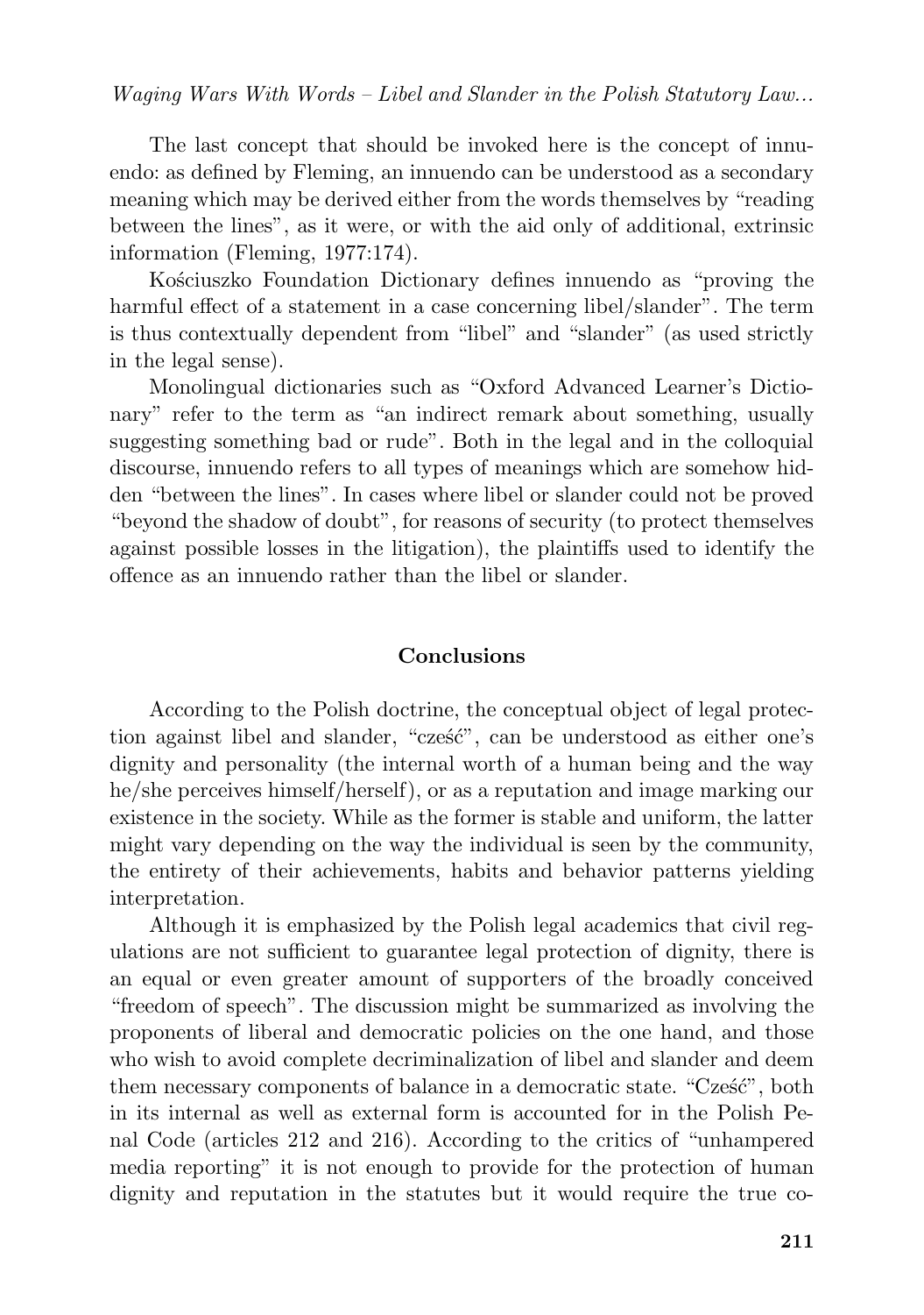The last concept that should be invoked here is the concept of innuendo: as defined by Fleming, an innuendo can be understood as a secondary meaning which may be derived either from the words themselves by "reading between the lines", as it were, or with the aid only of additional, extrinsic information (Fleming, 1977:174).

Kościuszko Foundation Dictionary defines innuendo as "proving the harmful effect of a statement in a case concerning libel/slander". The term is thus contextually dependent from "libel" and "slander" (as used strictly in the legal sense).

Monolingual dictionaries such as "Oxford Advanced Learner's Dictionary" refer to the term as "an indirect remark about something, usually suggesting something bad or rude". Both in the legal and in the colloquial discourse, innuendo refers to all types of meanings which are somehow hidden "between the lines". In cases where libel or slander could not be proved "beyond the shadow of doubt", for reasons of security (to protect themselves against possible losses in the litigation), the plaintiffs used to identify the offence as an innuendo rather than the libel or slander.

## Conclusions

According to the Polish doctrine, the conceptual object of legal protection against libel and slander, "cześć", can be understood as either one's dignity and personality (the internal worth of a human being and the way he/she perceives himself/herself), or as a reputation and image marking our existence in the society. While as the former is stable and uniform, the latter might vary depending on the way the individual is seen by the community, the entirety of their achievements, habits and behavior patterns yielding interpretation.

Although it is emphasized by the Polish legal academics that civil regulations are not sufficient to guarantee legal protection of dignity, there is an equal or even greater amount of supporters of the broadly conceived "freedom of speech". The discussion might be summarized as involving the proponents of liberal and democratic policies on the one hand, and those who wish to avoid complete decriminalization of libel and slander and deem them necessary components of balance in a democratic state. "Cześć", both in its internal as well as external form is accounted for in the Polish Penal Code (articles 212 and 216). According to the critics of "unhampered media reporting" it is not enough to provide for the protection of human dignity and reputation in the statutes but it would require the true co-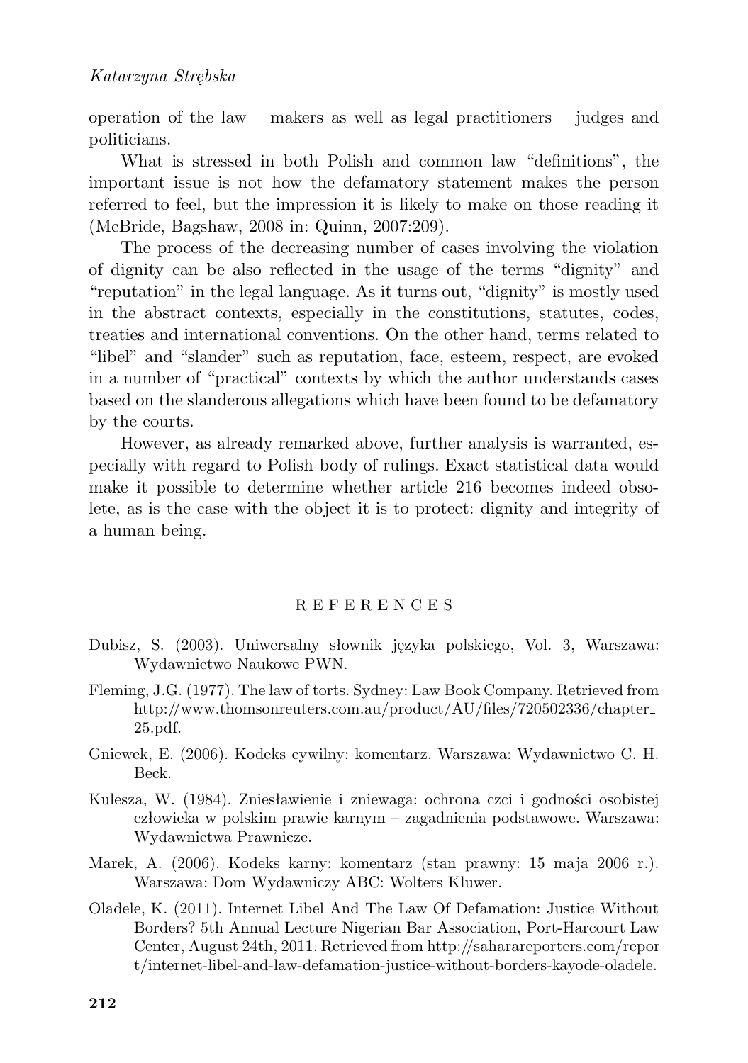operation of the law – makers as well as legal practitioners – judges and politicians.

What is stressed in both Polish and common law "definitions", the important issue is not how the defamatory statement makes the person referred to feel, but the impression it is likely to make on those reading it (McBride, Bagshaw, 2008 in: Quinn, 2007:209).

The process of the decreasing number of cases involving the violation of dignity can be also reflected in the usage of the terms "dignity" and "reputation" in the legal language. As it turns out, "dignity" is mostly used in the abstract contexts, especially in the constitutions, statutes, codes, treaties and international conventions. On the other hand, terms related to "libel" and "slander" such as reputation, face, esteem, respect, are evoked in a number of "practical" contexts by which the author understands cases based on the slanderous allegations which have been found to be defamatory by the courts.

However, as already remarked above, further analysis is warranted, especially with regard to Polish body of rulings. Exact statistical data would make it possible to determine whether article 216 becomes indeed obsolete, as is the case with the object it is to protect: dignity and integrity of a human being.

## REFERENCES

Dubisz, S. (2003). Uniwersalny słownik języka polskiego, Vol. 3, Warszawa: Wydawnictwo Naukowe PWN.

Fleming, J.G. (1977). The law of torts. Sydney: Law Book Company. Retrieved from http://www.thomsonreuters.com.au/product/AU/files/720502336/chapter_25.pdf.

Gniewek, E. (2006). Kodeks cywilny: komentarz. Warszawa: Wydawnictwo C. H. Beck.

Kulesza, W. (1984). Zniesławienie i zniewaga: ochrona czci i godności osobistej człowieka w polskim prawie karnym – zagadnienia podstawowe. Warszawa: Wydawnictwa Prawnicze.

Marek, A. (2006). Kodeks karny: komentarz (stan prawny: 15 maja 2006 r.). Warszawa: Dom Wydawniczy ABC: Wolters Kluwer.

Oladele, K. (2011). Internet Libel And The Law Of Defamation: Justice Without Borders? 5th Annual Lecture Nigerian Bar Association, Port-Harcourt Law Center, August 24th, 2011. Retrieved from http://saharareporters.com/report/internet-libel-and-law-defamation-justice-without-borders-kayode-oladele.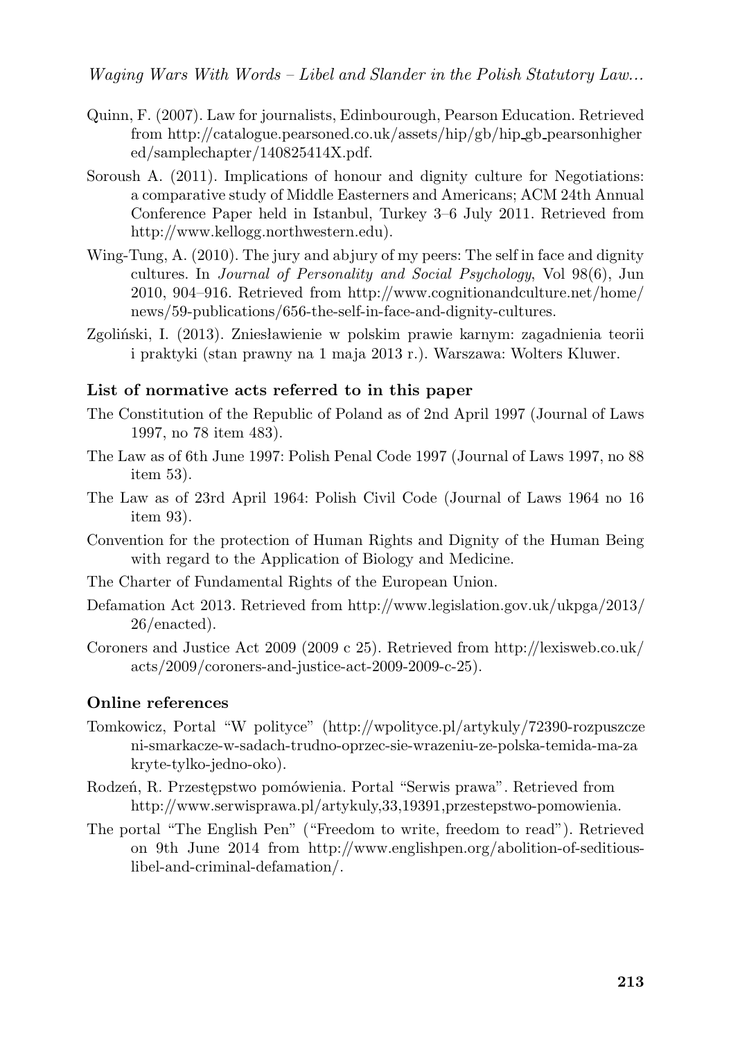Quinn, F. (2007). Law for journalists, Edinbourough, Pearson Education. Retrieved from http://catalogue.pearsoned.co.uk/assets/hip/gb/hip_gb_pearsonhighered/samplechapter/140825414X.pdf.

Soroush A. (2011). Implications of honour and dignity culture for Negotiations: a comparative study of Middle Easterners and Americans; ACM 24th Annual Conference Paper held in Istanbul, Turkey 3–6 July 2011. Retrieved from http://www.kellogg.northwestern.edu).

Wing-Tung, A. (2010). The jury and abjury of my peers: The self in face and dignity cultures. In *Journal of Personality and Social Psychology*, Vol 98(6), Jun 2010, 904–916. Retrieved from http://www.cognitionandculture.net/home/news/59-publications/656-the-self-in-face-and-dignity-cultures.

Zgoliński, I. (2013). Zniesławienie w polskim prawie karnym: zagadnienia teorii i praktyki (stan prawny na 1 maja 2013 r.). Warszawa: Wolters Kluwer.

### List of normative acts referred to in this paper

The Constitution of the Republic of Poland as of 2nd April 1997 (Journal of Laws 1997, no 78 item 483).

The Law as of 6th June 1997: Polish Penal Code 1997 (Journal of Laws 1997, no 88 item 53).

The Law as of 23rd April 1964: Polish Civil Code (Journal of Laws 1964 no 16 item 93).

Convention for the protection of Human Rights and Dignity of the Human Being with regard to the Application of Biology and Medicine.

The Charter of Fundamental Rights of the European Union.

Defamation Act 2013. Retrieved from http://www.legislation.gov.uk/ukpga/2013/26/enacted).

Coroners and Justice Act 2009 (2009 c 25). Retrieved from http://lexisweb.co.uk/acts/2009/coroners-and-justice-act-2009-2009-c-25).

### Online references

Tomkowicz, Portal "W polityce" (http://wpolityce.pl/artykuly/72390-rozpuszczeni-smarkacze-w-sadach-trudno-oprzec-sie-wrazeniu-ze-polska-temida-ma-zakryte-tylko-jedno-oko).

Rodzeń, R. Przestępstwo pomówienia. Portal "Serwis prawa". Retrieved from http://www.serwisprawa.pl/artykuly,33,19391,przestepstwo-pomowienia.

The portal "The English Pen" ("Freedom to write, freedom to read"). Retrieved on 9th June 2014 from http://www.englishpen.org/abolition-of-seditious-libel-and-criminal-defamation/.